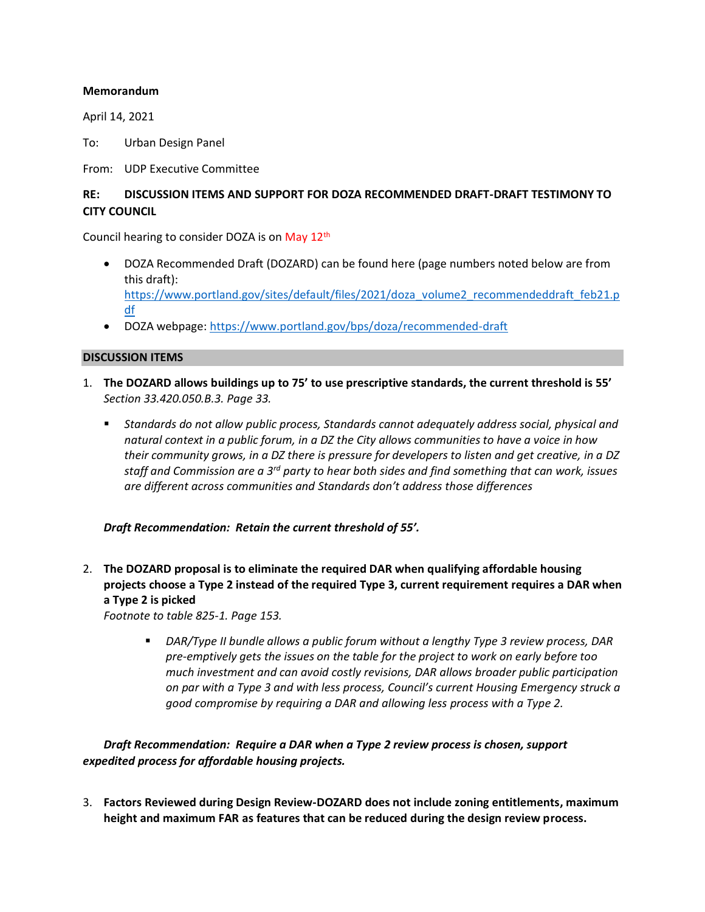**Memorandum**

April 14, 2021

To: Urban Design Panel

From: UDP Executive Committee

**RE: DISCUSSION ITEMS AND SUPPORT FOR DOZA RECOMMENDED DRAFT-DRAFT TESTIMONY TO CITY COUNCIL**

Council hearing to consider DOZA is on May 12th

- DOZA Recommended Draft (DOZARD) can be found here (page numbers noted below are from this draft): https://www.portland.gov/sites/default/files/2021/doza_volume2_recommendeddraft_feb21.pdf
- DOZA webpage: https://www.portland.gov/bps/doza/recommended-draft

## DISCUSSION ITEMS

1. **The DOZARD allows buildings up to 75' to use prescriptive standards, the current threshold is 55'**
   *Section 33.420.050.B.3. Page 33.*

   - *Standards do not allow public process, Standards cannot adequately address social, physical and natural context in a public forum, in a DZ the City allows communities to have a voice in how their community grows, in a DZ there is pressure for developers to listen and get creative, in a DZ staff and Commission are a 3rd party to hear both sides and find something that can work, issues are different across communities and Standards don't address those differences*

   ***Draft Recommendation: Retain the current threshold of 55'.***

2. **The DOZARD proposal is to eliminate the required DAR when qualifying affordable housing projects choose a Type 2 instead of the required Type 3, current requirement requires a DAR when a Type 2 is picked**
   *Footnote to table 825-1. Page 153.*

   - *DAR/Type II bundle allows a public forum without a lengthy Type 3 review process, DAR pre-emptively gets the issues on the table for the project to work on early before too much investment and can avoid costly revisions, DAR allows broader public participation on par with a Type 3 and with less process, Council's current Housing Emergency struck a good compromise by requiring a DAR and allowing less process with a Type 2.*

   ***Draft Recommendation: Require a DAR when a Type 2 review process is chosen, support expedited process for affordable housing projects.***

3. **Factors Reviewed during Design Review-DOZARD does not include zoning entitlements, maximum height and maximum FAR as features that can be reduced during the design review process.**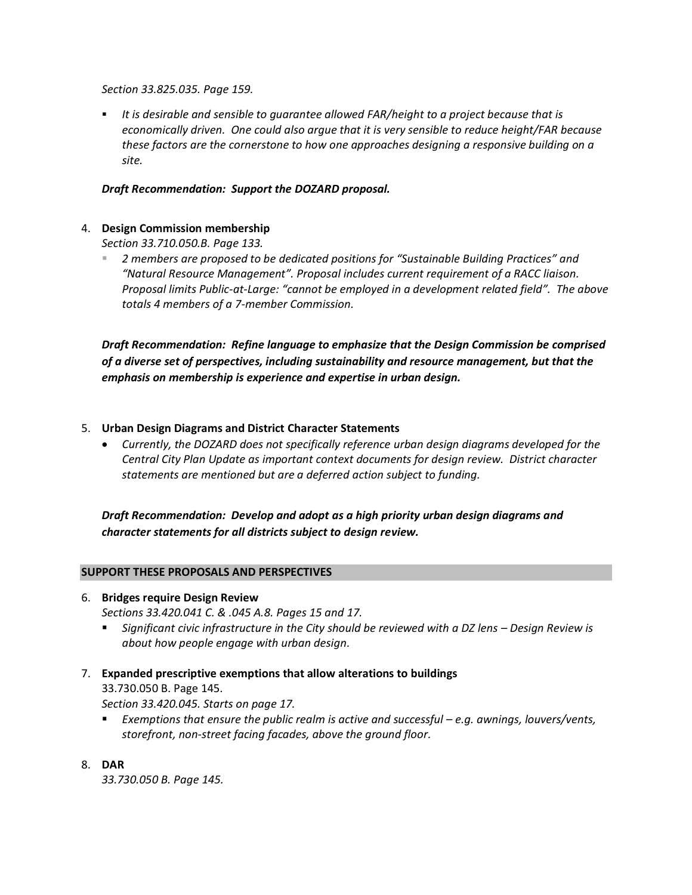*Section 33.825.035. Page 159.*

- *It is desirable and sensible to guarantee allowed FAR/height to a project because that is economically driven. One could also argue that it is very sensible to reduce height/FAR because these factors are the cornerstone to how one approaches designing a responsive building on a site.*

***Draft Recommendation: Support the DOZARD proposal.***

4. **Design Commission membership**
   *Section 33.710.050.B. Page 133.*
   - *2 members are proposed to be dedicated positions for "Sustainable Building Practices" and "Natural Resource Management". Proposal includes current requirement of a RACC liaison. Proposal limits Public-at-Large: "cannot be employed in a development related field". The above totals 4 members of a 7-member Commission.*

***Draft Recommendation: Refine language to emphasize that the Design Commission be comprised of a diverse set of perspectives, including sustainability and resource management, but that the emphasis on membership is experience and expertise in urban design.***

5. **Urban Design Diagrams and District Character Statements**
   - *Currently, the DOZARD does not specifically reference urban design diagrams developed for the Central City Plan Update as important context documents for design review. District character statements are mentioned but are a deferred action subject to funding.*

***Draft Recommendation: Develop and adopt as a high priority urban design diagrams and character statements for all districts subject to design review.***

## SUPPORT THESE PROPOSALS AND PERSPECTIVES

6. **Bridges require Design Review**
   *Sections 33.420.041 C. & .045 A.8. Pages 15 and 17.*
   - *Significant civic infrastructure in the City should be reviewed with a DZ lens – Design Review is about how people engage with urban design.*

7. **Expanded prescriptive exemptions that allow alterations to buildings**
   33.730.050 B. Page 145.
   *Section 33.420.045. Starts on page 17.*
   - *Exemptions that ensure the public realm is active and successful – e.g. awnings, louvers/vents, storefront, non-street facing facades, above the ground floor.*

8. **DAR**
   *33.730.050 B. Page 145.*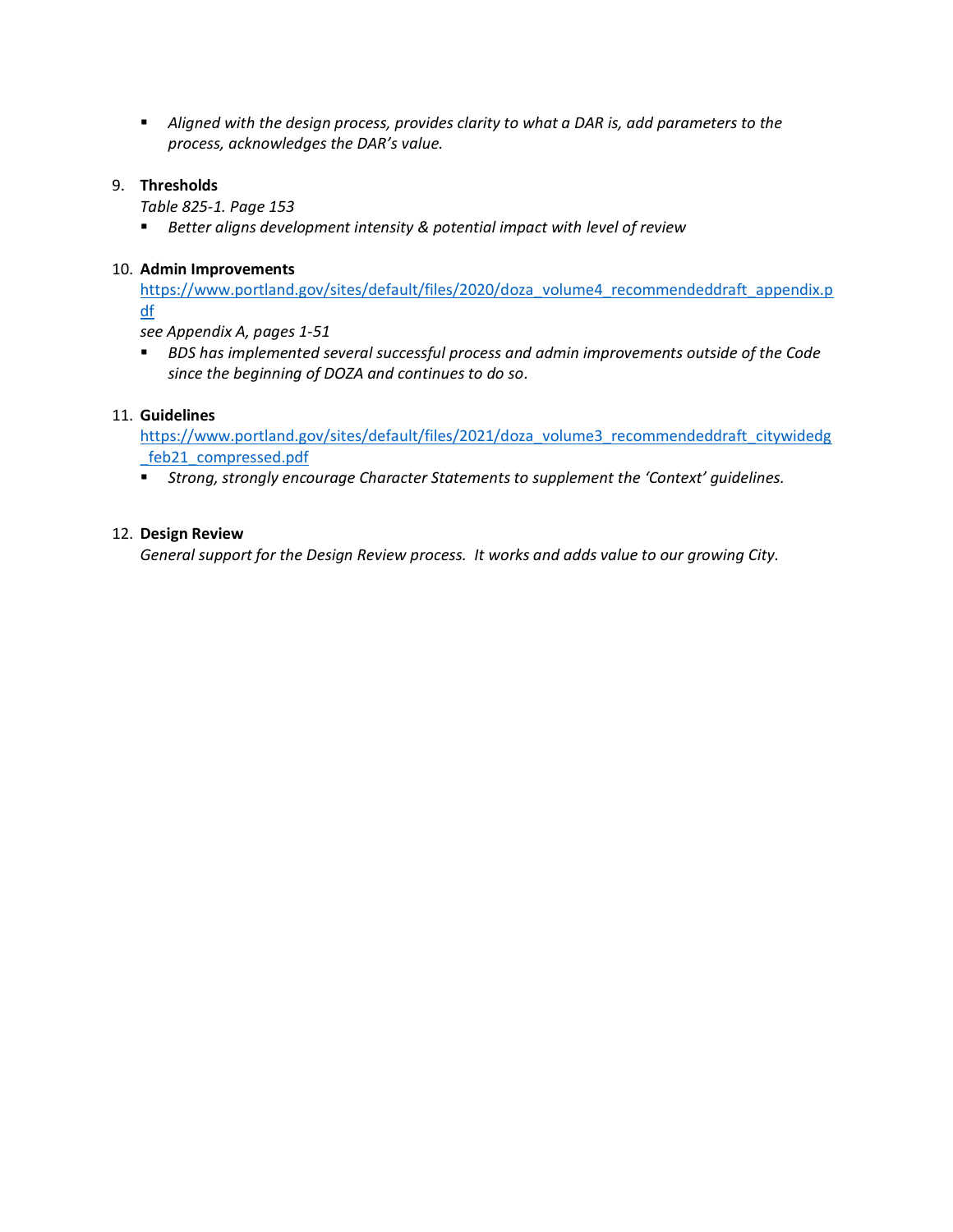- *Aligned with the design process, provides clarity to what a DAR is, add parameters to the process, acknowledges the DAR's value.*

9. **Thresholds**
   *Table 825-1. Page 153*
   - *Better aligns development intensity & potential impact with level of review*

10. **Admin Improvements**
    https://www.portland.gov/sites/default/files/2020/doza_volume4_recommendeddraft_appendix.pdf
    *see Appendix A, pages 1-51*
    - *BDS has implemented several successful process and admin improvements outside of the Code since the beginning of DOZA and continues to do so.*

11. **Guidelines**
    https://www.portland.gov/sites/default/files/2021/doza_volume3_recommendeddraft_citywideg_feb21_compressed.pdf
    - *Strong, strongly encourage Character Statements to supplement the 'Context' guidelines.*

12. **Design Review**
    *General support for the Design Review process. It works and adds value to our growing City.*